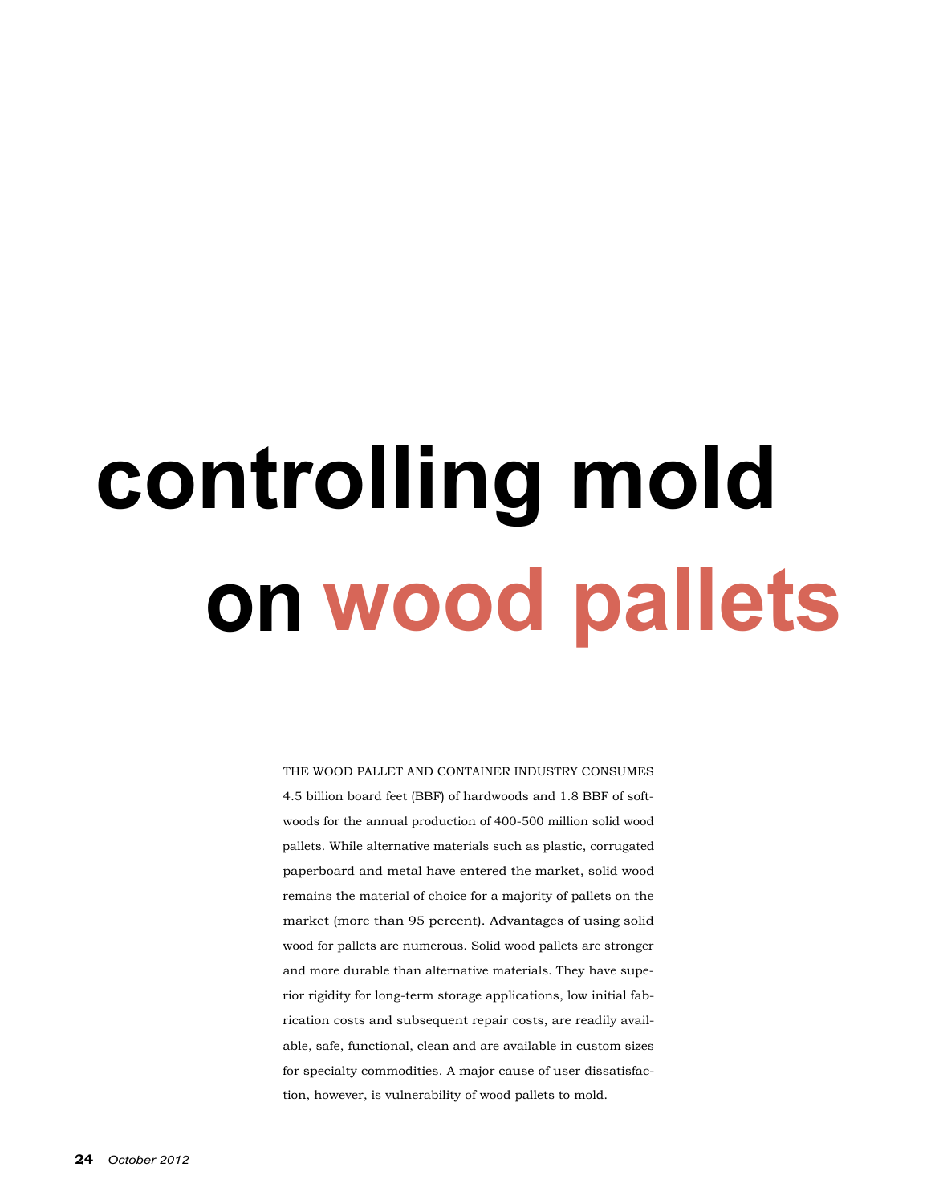# controlling mold on wood pallets

THE WOOD PALLET AND CONTAINER INDUSTRY CONSUMES 4.5 billion board feet (BBF) of hardwoods and 1.8 BBF of softwoods for the annual production of 400-500 million solid wood pallets. While alternative materials such as plastic, corrugated paperboard and metal have entered the market, solid wood remains the material of choice for a majority of pallets on the market (more than 95 percent). Advantages of using solid wood for pallets are numerous. Solid wood pallets are stronger and more durable than alternative materials. They have superior rigidity for long-term storage applications, low initial fabrication costs and subsequent repair costs, are readily available, safe, functional, clean and are available in custom sizes for specialty commodities. A major cause of user dissatisfaction, however, is vulnerability of wood pallets to mold.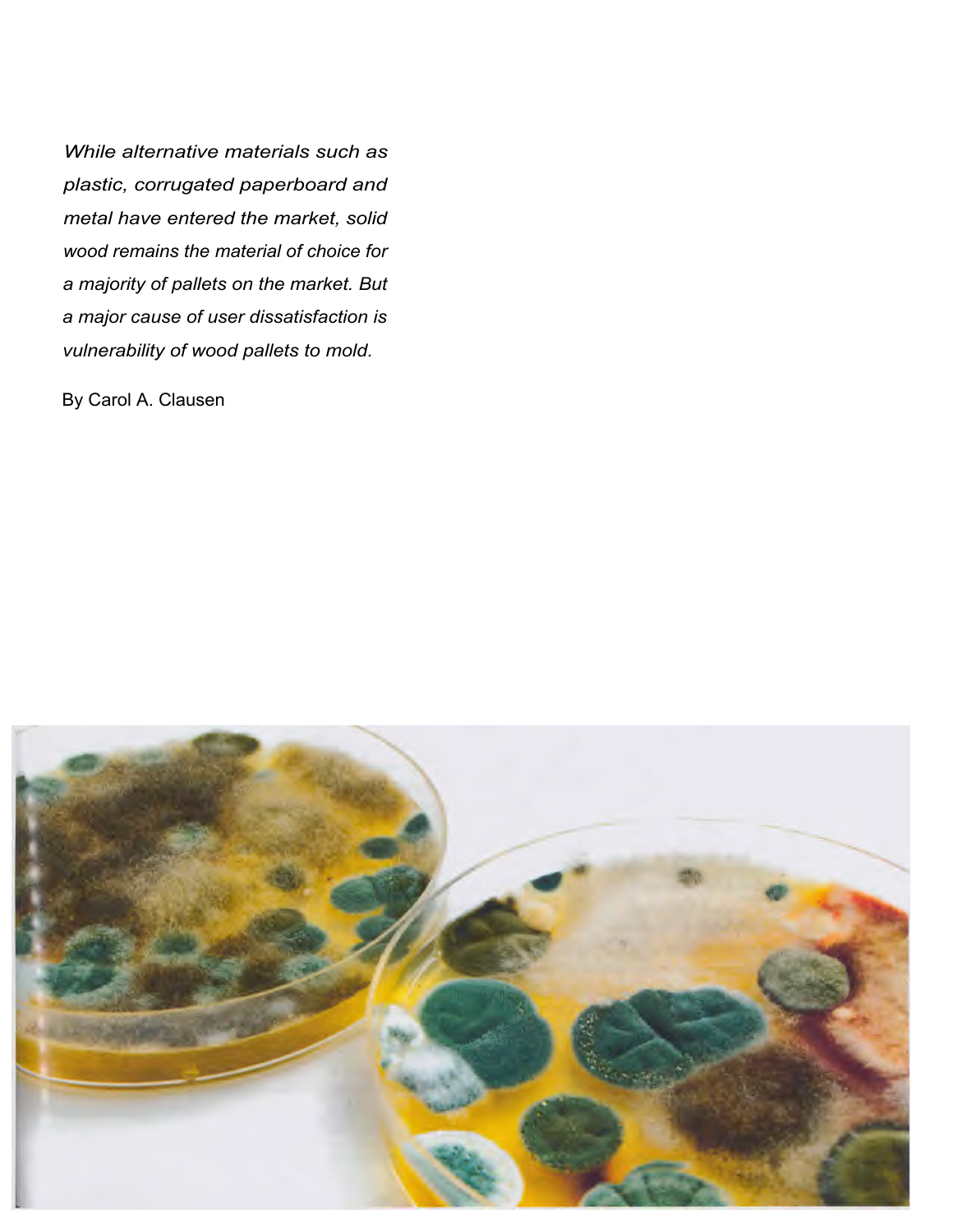*While alternative materials such as plastic, corrugated paperboard and metal have entered the market, solid wood remains the material of choice for a majority of pallets on the market. But a major cause of user dissatisfaction is vulnerability of wood pallets to mold.*

By Carol A. Clausen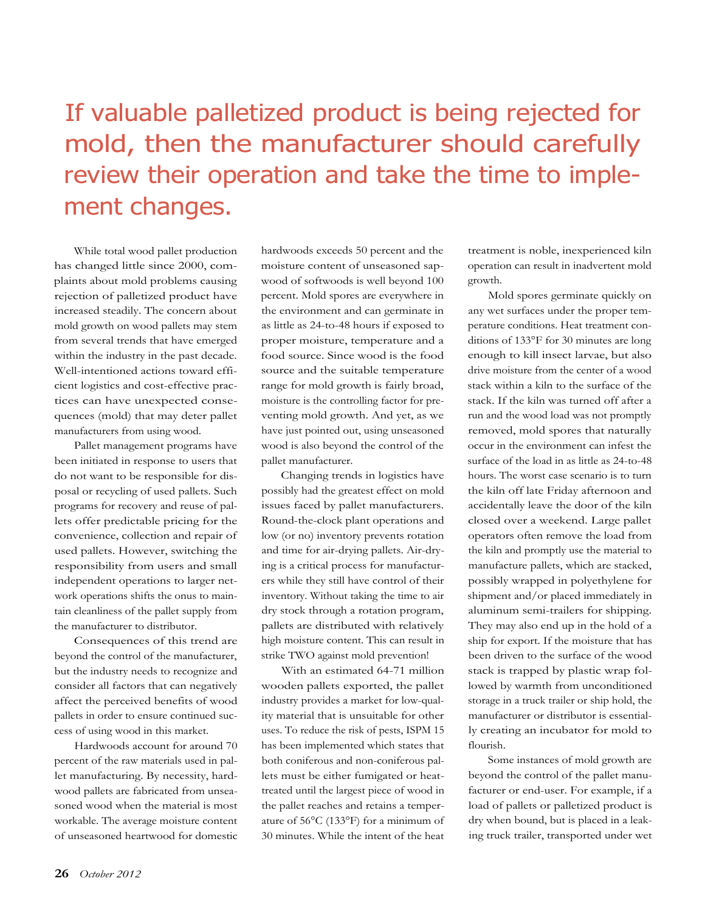> If valuable palletized product is being rejected for mold, then the manufacturer should carefully review their operation and take the time to implement changes.

While total wood pallet production has changed little since 2000, complaints about mold problems causing rejection of palletized product have increased steadily. The concern about mold growth on wood pallets may stem from several trends that have emerged within the industry in the past decade. Well-intentioned actions toward efficient logistics and cost-effective practices can have unexpected consequences (mold) that may deter pallet manufacturers from using wood.

Pallet management programs have been initiated in response to users that do not want to be responsible for disposal or recycling of used pallets. Such programs for recovery and reuse of pallets offer predictable pricing for the convenience, collection and repair of used pallets. However, switching the responsibility from users and small independent operations to larger network operations shifts the onus to maintain cleanliness of the pallet supply from the manufacturer to distributor.

Consequences of this trend are beyond the control of the manufacturer, but the industry needs to recognize and consider all factors that can negatively affect the perceived benefits of wood pallets in order to ensure continued success of using wood in this market.

Hardwoods account for around 70 percent of the raw materials used in pallet manufacturing. By necessity, hardwood pallets are fabricated from unseasoned wood when the material is most workable. The average moisture content of unseasoned heartwood for domestic hardwoods exceeds 50 percent and the moisture content of unseasoned sapwood of softwoods is well beyond 100 percent. Mold spores are everywhere in the environment and can germinate in as little as 24-to-48 hours if exposed to proper moisture, temperature and a food source. Since wood is the food source and the suitable temperature range for mold growth is fairly broad, moisture is the controlling factor for preventing mold growth. And yet, as we have just pointed out, using unseasoned wood is also beyond the control of the pallet manufacturer.

Changing trends in logistics have possibly had the greatest effect on mold issues faced by pallet manufacturers. Round-the-clock plant operations and low (or no) inventory prevents rotation and time for air-drying pallets. Air-drying is a critical process for manufacturers while they still have control of their inventory. Without taking the time to air dry stock through a rotation program, pallets are distributed with relatively high moisture content. This can result in strike TWO against mold prevention!

With an estimated 64-71 million wooden pallets exported, the pallet industry provides a market for low-quality material that is unsuitable for other uses. To reduce the risk of pests, ISPM 15 has been implemented which states that both coniferous and non-coniferous pallets must be either fumigated or heat-treated until the largest piece of wood in the pallet reaches and retains a temperature of 56°C (133°F) for a minimum of 30 minutes. While the intent of the heat treatment is noble, inexperienced kiln operation can result in inadvertent mold growth.

Mold spores germinate quickly on any wet surfaces under the proper temperature conditions. Heat treatment conditions of 133°F for 30 minutes are long enough to kill insect larvae, but also drive moisture from the center of a wood stack within a kiln to the surface of the stack. If the kiln was turned off after a run and the wood load was not promptly removed, mold spores that naturally occur in the environment can infest the surface of the load in as little as 24-to-48 hours. The worst case scenario is to turn the kiln off late Friday afternoon and accidentally leave the door of the kiln closed over a weekend. Large pallet operators often remove the load from the kiln and promptly use the material to manufacture pallets, which are stacked, possibly wrapped in polyethylene for shipment and/or placed immediately in aluminum semi-trailers for shipping. They may also end up in the hold of a ship for export. If the moisture that has been driven to the surface of the wood stack is trapped by plastic wrap followed by warmth from unconditioned storage in a truck trailer or ship hold, the manufacturer or distributor is essentially creating an incubator for mold to flourish.

Some instances of mold growth are beyond the control of the pallet manufacturer or end-user. For example, if a load of pallets or palletized product is dry when bound, but is placed in a leaking truck trailer, transported under wet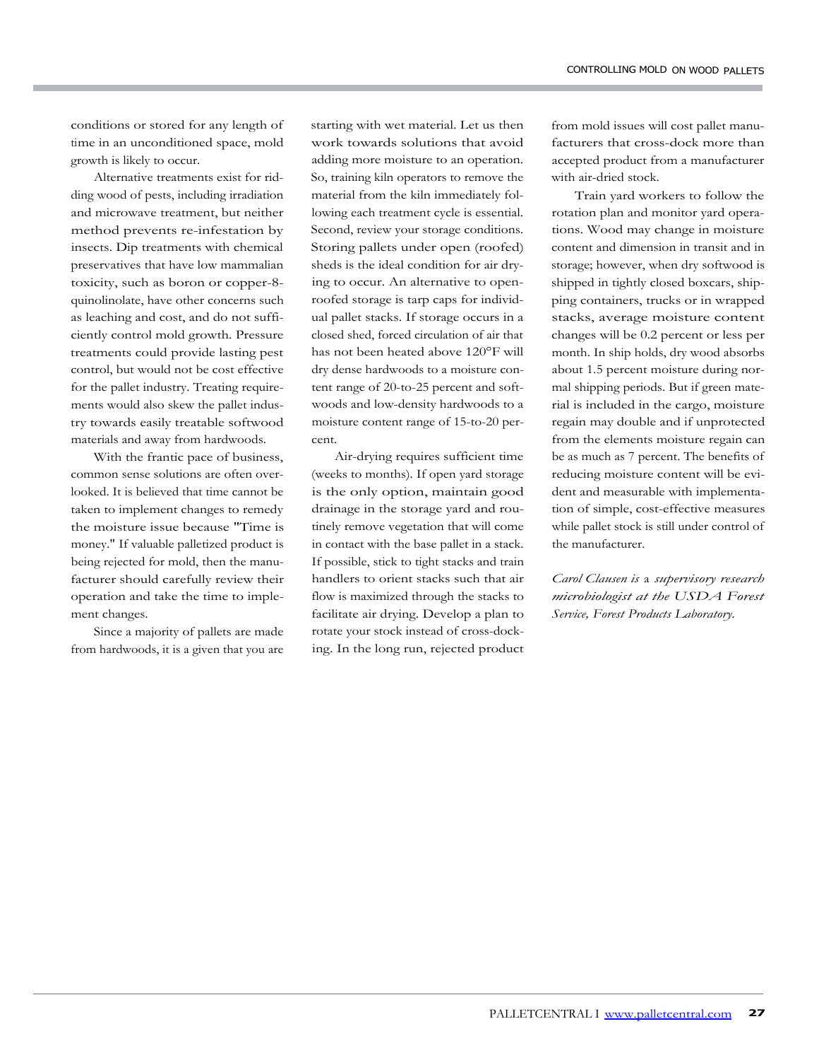conditions or stored for any length of time in an unconditioned space, mold growth is likely to occur.

Alternative treatments exist for ridding wood of pests, including irradiation and microwave treatment, but neither method prevents re-infestation by insects. Dip treatments with chemical preservatives that have low mammalian toxicity, such as boron or copper-8-quinolinolate, have other concerns such as leaching and cost, and do not sufficiently control mold growth. Pressure treatments could provide lasting pest control, but would not be cost effective for the pallet industry. Treating requirements would also skew the pallet industry towards easily treatable softwood materials and away from hardwoods.

With the frantic pace of business, common sense solutions are often overlooked. It is believed that time cannot be taken to implement changes to remedy the moisture issue because "Time is money." If valuable palletized product is being rejected for mold, then the manufacturer should carefully review their operation and take the time to implement changes.

Since a majority of pallets are made from hardwoods, it is a given that you are starting with wet material. Let us then work towards solutions that avoid adding more moisture to an operation. So, training kiln operators to remove the material from the kiln immediately following each treatment cycle is essential. Second, review your storage conditions. Storing pallets under open (roofed) sheds is the ideal condition for air drying to occur. An alternative to open-roofed storage is tarp caps for individual pallet stacks. If storage occurs in a closed shed, forced circulation of air that has not been heated above 120°F will dry dense hardwoods to a moisture content range of 20-to-25 percent and softwoods and low-density hardwoods to a moisture content range of 15-to-20 percent.

Air-drying requires sufficient time (weeks to months). If open yard storage is the only option, maintain good drainage in the storage yard and routinely remove vegetation that will come in contact with the base pallet in a stack. If possible, stick to tight stacks and train handlers to orient stacks such that air flow is maximized through the stacks to facilitate air drying. Develop a plan to rotate your stock instead of cross-docking. In the long run, rejected product from mold issues will cost pallet manufacturers that cross-dock more than accepted product from a manufacturer with air-dried stock.

Train yard workers to follow the rotation plan and monitor yard operations. Wood may change in moisture content and dimension in transit and in storage; however, when dry softwood is shipped in tightly closed boxcars, shipping containers, trucks or in wrapped stacks, average moisture content changes will be 0.2 percent or less per month. In ship holds, dry wood absorbs about 1.5 percent moisture during normal shipping periods. But if green material is included in the cargo, moisture regain may double and if unprotected from the elements moisture regain can be as much as 7 percent. The benefits of reducing moisture content will be evident and measurable with implementation of simple, cost-effective measures while pallet stock is still under control of the manufacturer.

*Carol Clausen is a supervisory research microbiologist at the USDA Forest Service, Forest Products Laboratory.*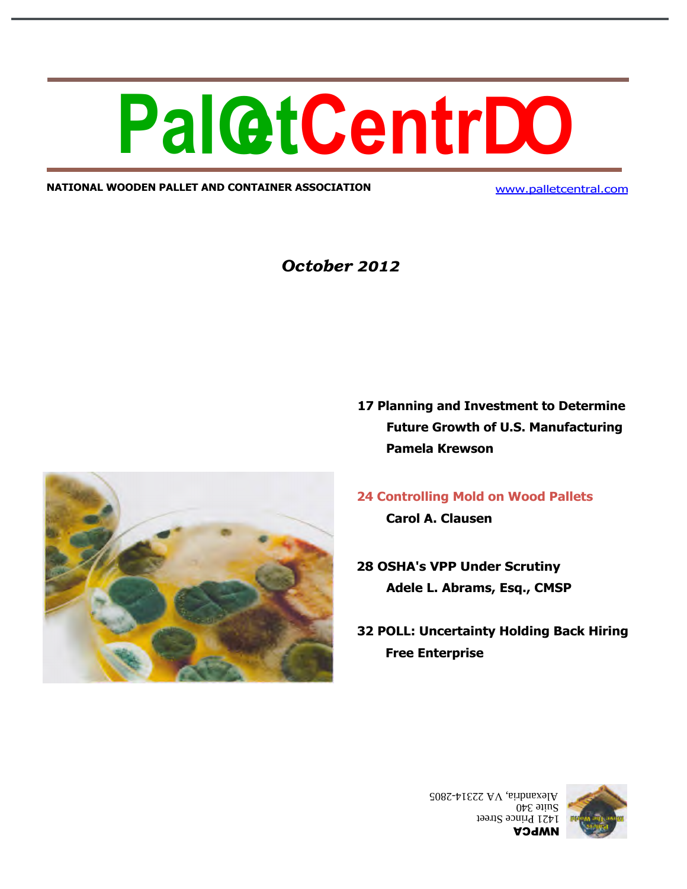# PalletCentral

**NATIONAL WOODEN PALLET AND CONTAINER ASSOCIATION**

www.palletcentral.com

*October 2012*

**17 Planning and Investment to Determine Future Growth of U.S. Manufacturing**
**Pamela Krewson**

**24 Controlling Mold on Wood Pallets**
**Carol A. Clausen**

**28 OSHA's VPP Under Scrutiny**
**Adele L. Abrams, Esq., CMSP**

**32 POLL: Uncertainty Holding Back Hiring**
**Free Enterprise**

**NWPCA**
1421 Prince Street
Suite 340
Alexandria, VA 22314-2805